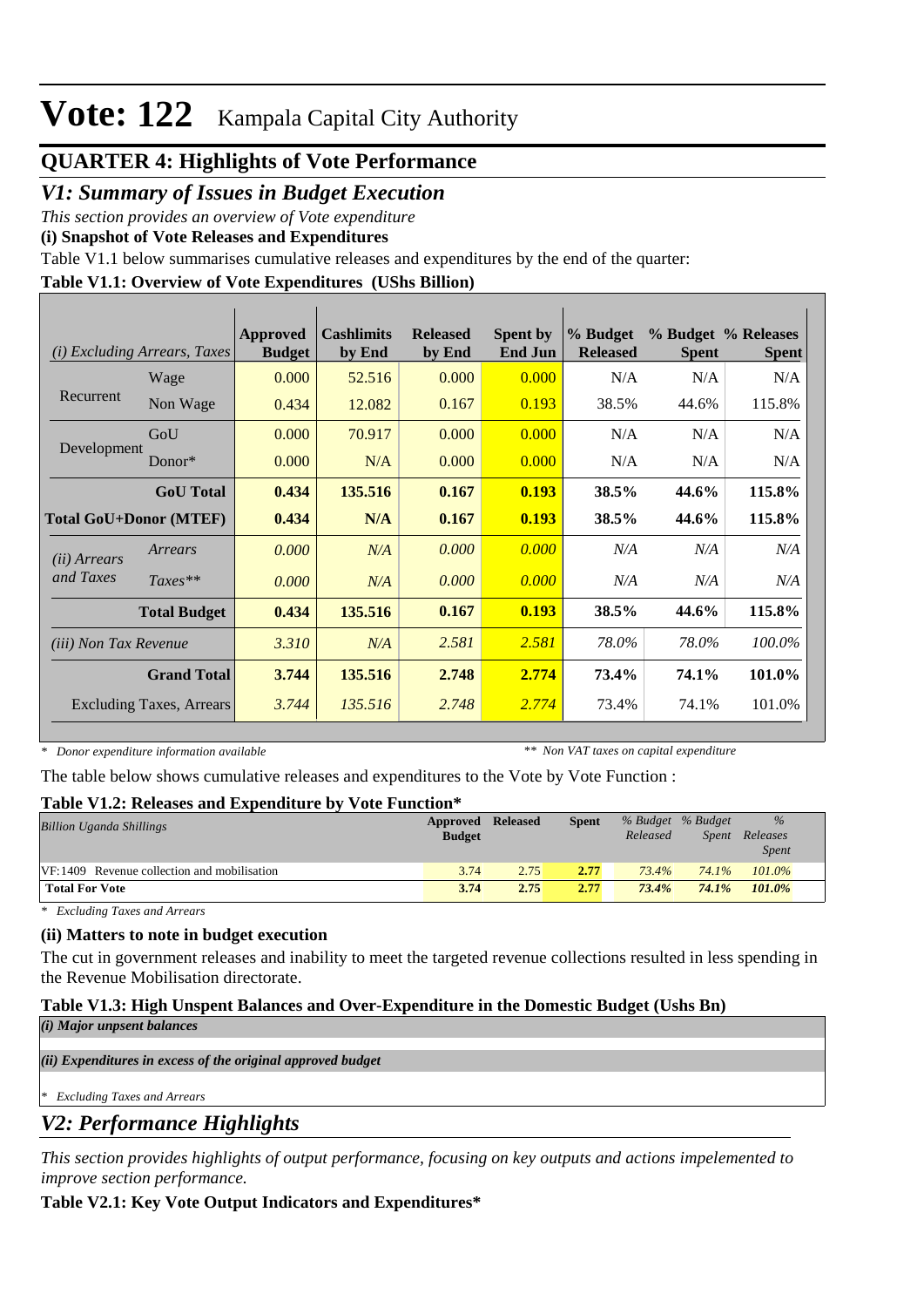# Vote: 122 Kampala Capital City Authority

## QUARTER 4: Highlights of Vote Performance

## *V1: Summary of Issues in Budget Execution*

*This section provides an overview of Vote expenditure*

**(i) Snapshot of Vote Releases and Expenditures**

Table V1.1 below summarises cumulative releases and expenditures by the end of the quarter:

**Table V1.1: Overview of Vote Expenditures (UShs Billion)**

| *(i) Excluding Arrears, Taxes* | | Approved Budget | Cashlimits by End | Released by End | Spent by End Jun | % Budget Released | % Budget Spent | % Releases Spent |
|---|---|---|---|---|---|---|---|---|
| Recurrent | Wage | 0.000 | 52.516 | 0.000 | 0.000 | N/A | N/A | N/A |
| | Non Wage | 0.434 | 12.082 | 0.167 | 0.193 | 38.5% | 44.6% | 115.8% |
| Development | GoU | 0.000 | 70.917 | 0.000 | 0.000 | N/A | N/A | N/A |
| | Donor* | 0.000 | N/A | 0.000 | 0.000 | N/A | N/A | N/A |
| | **GoU Total** | **0.434** | **135.516** | **0.167** | **0.193** | **38.5%** | **44.6%** | **115.8%** |
| **Total GoU+Donor (MTEF)** | | **0.434** | **N/A** | **0.167** | **0.193** | **38.5%** | **44.6%** | **115.8%** |
| *(ii) Arrears and Taxes* | *Arrears* | *0.000* | *N/A* | *0.000* | *0.000* | *N/A* | *N/A* | *N/A* |
| | *Taxes*** | *0.000* | *N/A* | *0.000* | *0.000* | *N/A* | *N/A* | *N/A* |
| | **Total Budget** | **0.434** | **135.516** | **0.167** | **0.193** | **38.5%** | **44.6%** | **115.8%** |
| *(iii) Non Tax Revenue* | | *3.310* | *N/A* | *2.581* | *2.581* | *78.0%* | *78.0%* | *100.0%* |
| | **Grand Total** | **3.744** | **135.516** | **2.748** | **2.774** | **73.4%** | **74.1%** | **101.0%** |
| | Excluding Taxes, Arrears | *3.744* | *135.516* | *2.748* | *2.774* | 73.4% | 74.1% | 101.0% |

*\* Donor expenditure information available* *\*\* Non VAT taxes on capital expenditure*

The table below shows cumulative releases and expenditures to the Vote by Vote Function :

**Table V1.2: Releases and Expenditure by Vote Function***

| *Billion Uganda Shillings* | Approved Budget | Released | Spent | *% Budget Released* | *% Budget Spent* | *% Releases Spent* |
|---|---|---|---|---|---|---|
| VF:1409 Revenue collection and mobilisation | 3.74 | 2.75 | 2.77 | *73.4%* | *74.1%* | *101.0%* |
| **Total For Vote** | **3.74** | **2.75** | **2.77** | ***73.4%*** | ***74.1%*** | ***101.0%*** |

*\* Excluding Taxes and Arrears*

**(ii) Matters to note in budget execution**

The cut in government releases and inability to meet the targeted revenue collections resulted in less spending in the Revenue Mobilisation directorate.

**Table V1.3: High Unspent Balances and Over-Expenditure in the Domestic Budget (Ushs Bn)**

***(i) Major unpsent balances***

***(ii) Expenditures in excess of the original approved budget***

*\* Excluding Taxes and Arrears*

## *V2: Performance Highlights*

*This section provides highlights of output performance, focusing on key outputs and actions impelemented to improve section performance.*

**Table V2.1: Key Vote Output Indicators and Expenditures***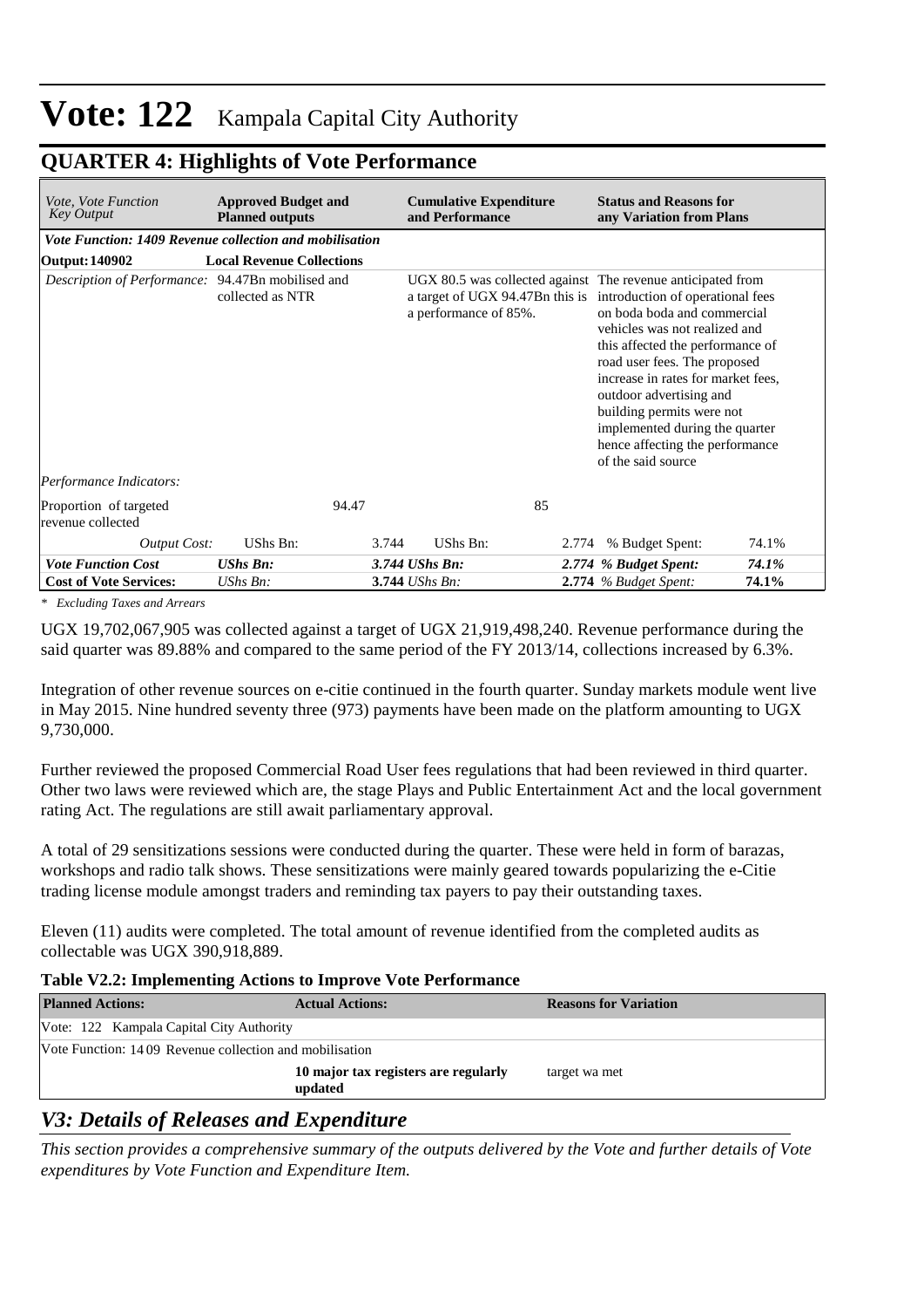# Vote: 122 Kampala Capital City Authority

## QUARTER 4: Highlights of Vote Performance

| *Vote, Vote Function Key Output* | **Approved Budget and Planned outputs** | | **Cumulative Expenditure and Performance** | | **Status and Reasons for any Variation from Plans** | |
|---|---|---|---|---|---|---|
| ***Vote Function: 1409 Revenue collection and mobilisation*** | | | | | | |
| **Output: 140902** | **Local Revenue Collections** | | | | | |
| *Description of Performance:* | 94.47Bn mobilised and collected as NTR | | UGX 80.5 was collected against a target of UGX 94.47Bn this is a performance of 85%. | | The revenue anticipated from introduction of operational fees on boda boda and commercial vehicles was not realized and this affected the performance of road user fees. The proposed increase in rates for market fees, outdoor advertising and building permits were not implemented during the quarter hence affecting the performance of the said source | |
| *Performance Indicators:* | | | | | | |
| Proportion of targeted revenue collected | | 94.47 | | 85 | | |
| *Output Cost:* | UShs Bn: | 3.744 | UShs Bn: | 2.774 | % Budget Spent: | 74.1% |
| ***Vote Function Cost*** | ***UShs Bn:*** | | ***3.744 UShs Bn:*** | | ***2.774 % Budget Spent:*** | ***74.1%*** |
| **Cost of Vote Services:** | *UShs Bn:* | | **3.744** *UShs Bn:* | | **2.774** *% Budget Spent:* | **74.1%** |

*\* Excluding Taxes and Arrears*

UGX 19,702,067,905 was collected against a target of UGX 21,919,498,240. Revenue performance during the said quarter was 89.88% and compared to the same period of the FY 2013/14, collections increased by 6.3%.

Integration of other revenue sources on e-citie continued in the fourth quarter. Sunday markets module went live in May 2015. Nine hundred seventy three (973) payments have been made on the platform amounting to UGX 9,730,000.

Further reviewed the proposed Commercial Road User fees regulations that had been reviewed in third quarter. Other two laws were reviewed which are, the stage Plays and Public Entertainment Act and the local government rating Act. The regulations are still await parliamentary approval.

A total of 29 sensitizations sessions were conducted during the quarter. These were held in form of barazas, workshops and radio talk shows. These sensitizations were mainly geared towards popularizing the e-Citie trading license module amongst traders and reminding tax payers to pay their outstanding taxes.

Eleven (11) audits were completed. The total amount of revenue identified from the completed audits as collectable was UGX 390,918,889.

**Table V2.2: Implementing Actions to Improve Vote Performance**

| **Planned Actions:** | **Actual Actions:** | **Reasons for Variation** |
|---|---|---|
| Vote: 122 Kampala Capital City Authority | | |
| Vote Function: 1409 Revenue collection and mobilisation | | |
| | **10 major tax registers are regularly updated** | target wa met |

## *V3: Details of Releases and Expenditure*

*This section provides a comprehensive summary of the outputs delivered by the Vote and further details of Vote expenditures by Vote Function and Expenditure Item.*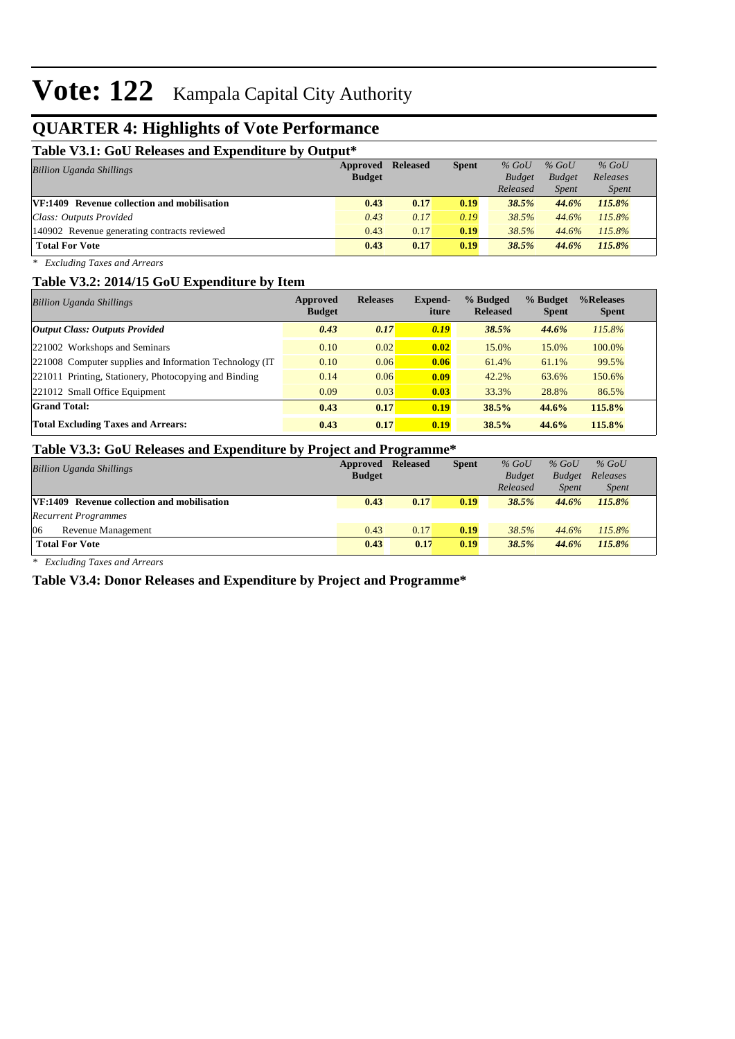# Vote: 122 Kampala Capital City Authority

## QUARTER 4: Highlights of Vote Performance

### Table V3.1: GoU Releases and Expenditure by Output*

| *Billion Uganda Shillings* | Approved Budget | Released | Spent | *% GoU Budget Released* | *% GoU Budget Spent* | *% GoU Releases Spent* |
|---|---|---|---|---|---|---|
| **VF:1409 Revenue collection and mobilisation** | **0.43** | **0.17** | **0.19** | ***38.5%*** | ***44.6%*** | ***115.8%*** |
| *Class: Outputs Provided* | *0.43* | *0.17* | *0.19* | *38.5%* | *44.6%* | *115.8%* |
| 140902 Revenue generating contracts reviewed | 0.43 | 0.17 | **0.19** | *38.5%* | *44.6%* | *115.8%* |
| **Total For Vote** | **0.43** | **0.17** | **0.19** | ***38.5%*** | ***44.6%*** | ***115.8%*** |

*\* Excluding Taxes and Arrears*

### Table V3.2: 2014/15 GoU Expenditure by Item

| *Billion Uganda Shillings* | Approved Budget | Releases | Expend-iture | % Budged Released | % Budget Spent | %Releases Spent |
|---|---|---|---|---|---|---|
| ***Output Class: Outputs Provided*** | ***0.43*** | ***0.17*** | ***0.19*** | ***38.5%*** | ***44.6%*** | *115.8%* |
| 221002 Workshops and Seminars | 0.10 | 0.02 | **0.02** | 15.0% | 15.0% | 100.0% |
| 221008 Computer supplies and Information Technology (IT | 0.10 | 0.06 | **0.06** | 61.4% | 61.1% | 99.5% |
| 221011 Printing, Stationery, Photocopying and Binding | 0.14 | 0.06 | **0.09** | 42.2% | 63.6% | 150.6% |
| 221012 Small Office Equipment | 0.09 | 0.03 | **0.03** | 33.3% | 28.8% | 86.5% |
| **Grand Total:** | **0.43** | **0.17** | **0.19** | **38.5%** | **44.6%** | **115.8%** |
| **Total Excluding Taxes and Arrears:** | **0.43** | **0.17** | **0.19** | **38.5%** | **44.6%** | **115.8%** |

### Table V3.3: GoU Releases and Expenditure by Project and Programme*

| *Billion Uganda Shillings* | Approved Budget | Released | Spent | *% GoU Budget Released* | *% GoU Budget Spent* | *% GoU Releases Spent* |
|---|---|---|---|---|---|---|
| **VF:1409 Revenue collection and mobilisation** | **0.43** | **0.17** | **0.19** | ***38.5%*** | ***44.6%*** | ***115.8%*** |
| *Recurrent Programmes* | | | | | | |
| 06 Revenue Management | 0.43 | 0.17 | **0.19** | *38.5%* | *44.6%* | *115.8%* |
| **Total For Vote** | **0.43** | **0.17** | **0.19** | ***38.5%*** | ***44.6%*** | ***115.8%*** |

*\* Excluding Taxes and Arrears*

### Table V3.4: Donor Releases and Expenditure by Project and Programme*